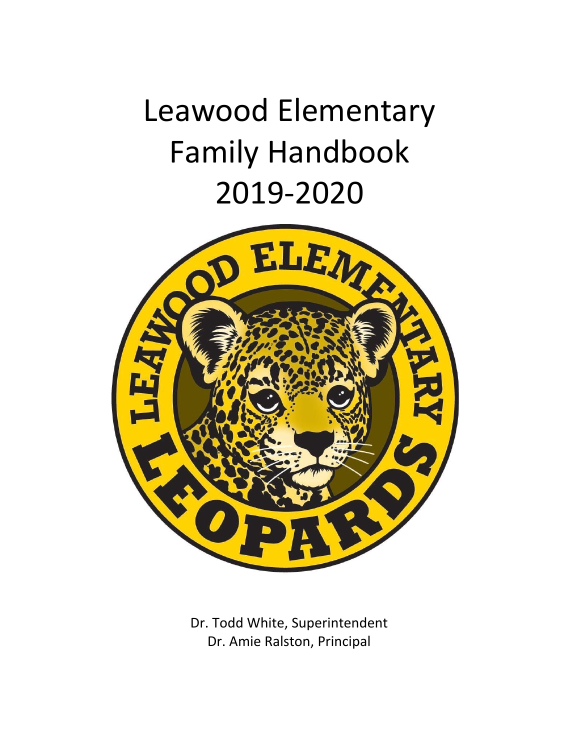# Leawood Elementary Family Handbook 2019-2020

Dr. Todd White, Superintendent
Dr. Amie Ralston, Principal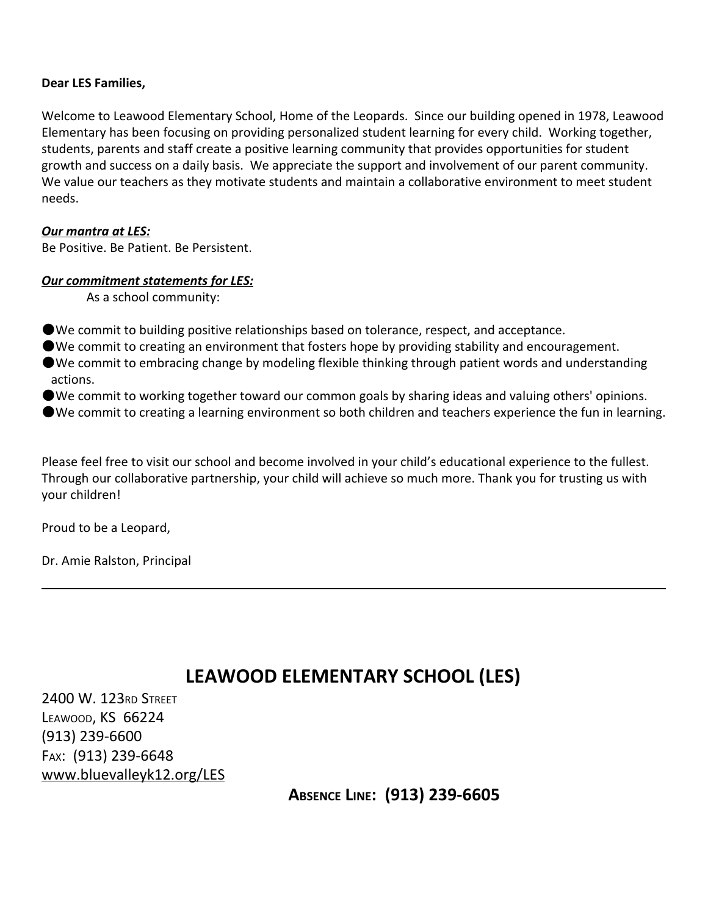**Dear LES Families,**

Welcome to Leawood Elementary School, Home of the Leopards. Since our building opened in 1978, Leawood Elementary has been focusing on providing personalized student learning for every child. Working together, students, parents and staff create a positive learning community that provides opportunities for student growth and success on a daily basis. We appreciate the support and involvement of our parent community. We value our teachers as they motivate students and maintain a collaborative environment to meet student needs.

***<u>Our mantra at LES:</u>***
Be Positive. Be Patient. Be Persistent.

***<u>Our commitment statements for LES:</u>***
As a school community:

- We commit to building positive relationships based on tolerance, respect, and acceptance.
- We commit to creating an environment that fosters hope by providing stability and encouragement.
- We commit to embracing change by modeling flexible thinking through patient words and understanding actions.
- We commit to working together toward our common goals by sharing ideas and valuing others' opinions.
- We commit to creating a learning environment so both children and teachers experience the fun in learning.

Please feel free to visit our school and become involved in your child's educational experience to the fullest. Through our collaborative partnership, your child will achieve so much more. Thank you for trusting us with your children!

Proud to be a Leopard,

Dr. Amie Ralston, Principal

---

## LEAWOOD ELEMENTARY SCHOOL (LES)

2400 W. 123RD STREET
LEAWOOD, KS 66224
(913) 239-6600
FAX: (913) 239-6648
www.bluevalleyk12.org/LES

**ABSENCE LINE: (913) 239-6605**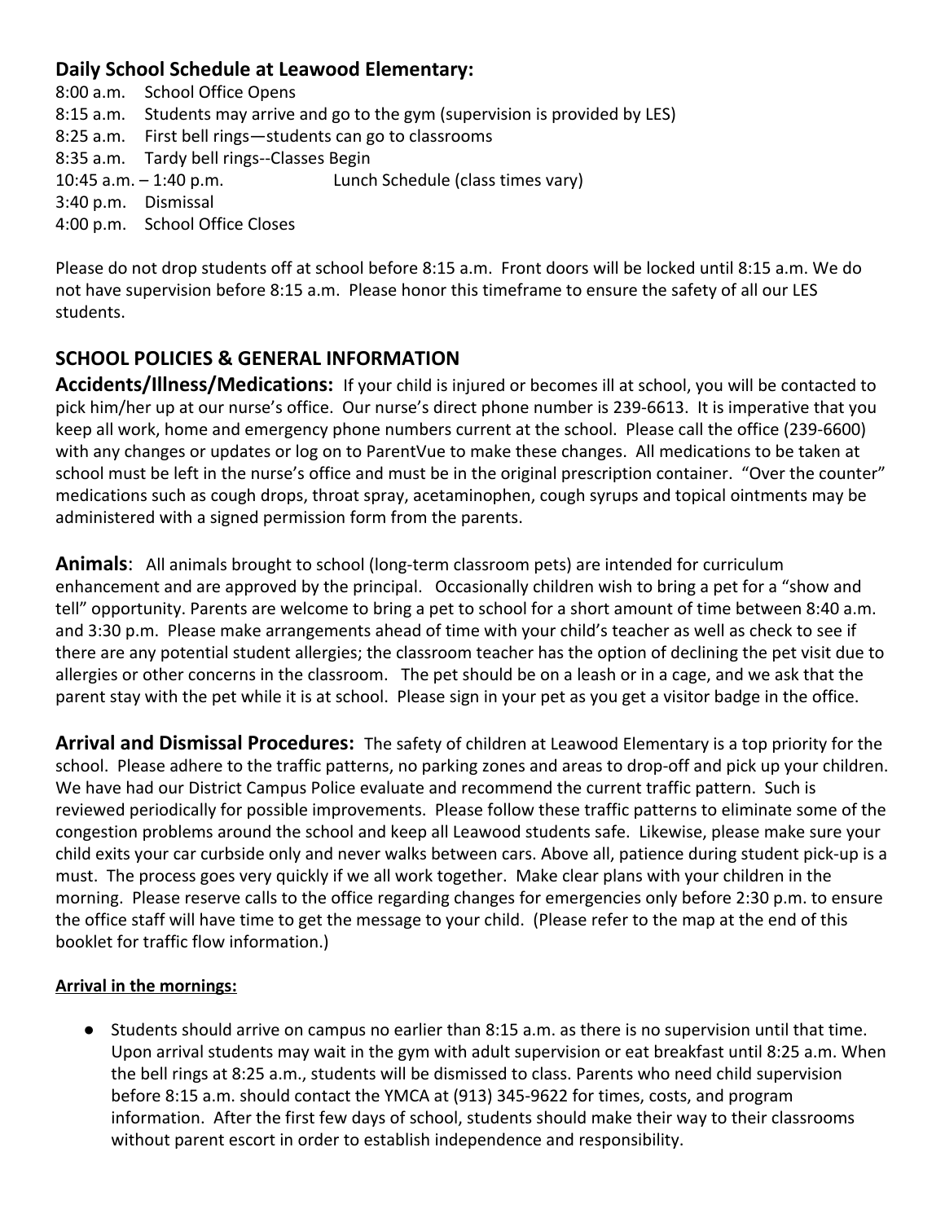## Daily School Schedule at Leawood Elementary:

8:00 a.m. School Office Opens
8:15 a.m. Students may arrive and go to the gym (supervision is provided by LES)
8:25 a.m. First bell rings—students can go to classrooms
8:35 a.m. Tardy bell rings--Classes Begin
10:45 a.m. – 1:40 p.m. Lunch Schedule (class times vary)
3:40 p.m. Dismissal
4:00 p.m. School Office Closes

Please do not drop students off at school before 8:15 a.m. Front doors will be locked until 8:15 a.m. We do not have supervision before 8:15 a.m. Please honor this timeframe to ensure the safety of all our LES students.

## SCHOOL POLICIES & GENERAL INFORMATION

**Accidents/Illness/Medications:** If your child is injured or becomes ill at school, you will be contacted to pick him/her up at our nurse's office. Our nurse's direct phone number is 239-6613. It is imperative that you keep all work, home and emergency phone numbers current at the school. Please call the office (239-6600) with any changes or updates or log on to ParentVue to make these changes. All medications to be taken at school must be left in the nurse's office and must be in the original prescription container. "Over the counter" medications such as cough drops, throat spray, acetaminophen, cough syrups and topical ointments may be administered with a signed permission form from the parents.

**Animals**: All animals brought to school (long-term classroom pets) are intended for curriculum enhancement and are approved by the principal. Occasionally children wish to bring a pet for a "show and tell" opportunity. Parents are welcome to bring a pet to school for a short amount of time between 8:40 a.m. and 3:30 p.m. Please make arrangements ahead of time with your child's teacher as well as check to see if there are any potential student allergies; the classroom teacher has the option of declining the pet visit due to allergies or other concerns in the classroom. The pet should be on a leash or in a cage, and we ask that the parent stay with the pet while it is at school. Please sign in your pet as you get a visitor badge in the office.

**Arrival and Dismissal Procedures:** The safety of children at Leawood Elementary is a top priority for the school. Please adhere to the traffic patterns, no parking zones and areas to drop-off and pick up your children. We have had our District Campus Police evaluate and recommend the current traffic pattern. Such is reviewed periodically for possible improvements. Please follow these traffic patterns to eliminate some of the congestion problems around the school and keep all Leawood students safe. Likewise, please make sure your child exits your car curbside only and never walks between cars. Above all, patience during student pick-up is a must. The process goes very quickly if we all work together. Make clear plans with your children in the morning. Please reserve calls to the office regarding changes for emergencies only before 2:30 p.m. to ensure the office staff will have time to get the message to your child. (Please refer to the map at the end of this booklet for traffic flow information.)

**Arrival in the mornings:**

- Students should arrive on campus no earlier than 8:15 a.m. as there is no supervision until that time. Upon arrival students may wait in the gym with adult supervision or eat breakfast until 8:25 a.m. When the bell rings at 8:25 a.m., students will be dismissed to class. Parents who need child supervision before 8:15 a.m. should contact the YMCA at (913) 345-9622 for times, costs, and program information. After the first few days of school, students should make their way to their classrooms without parent escort in order to establish independence and responsibility.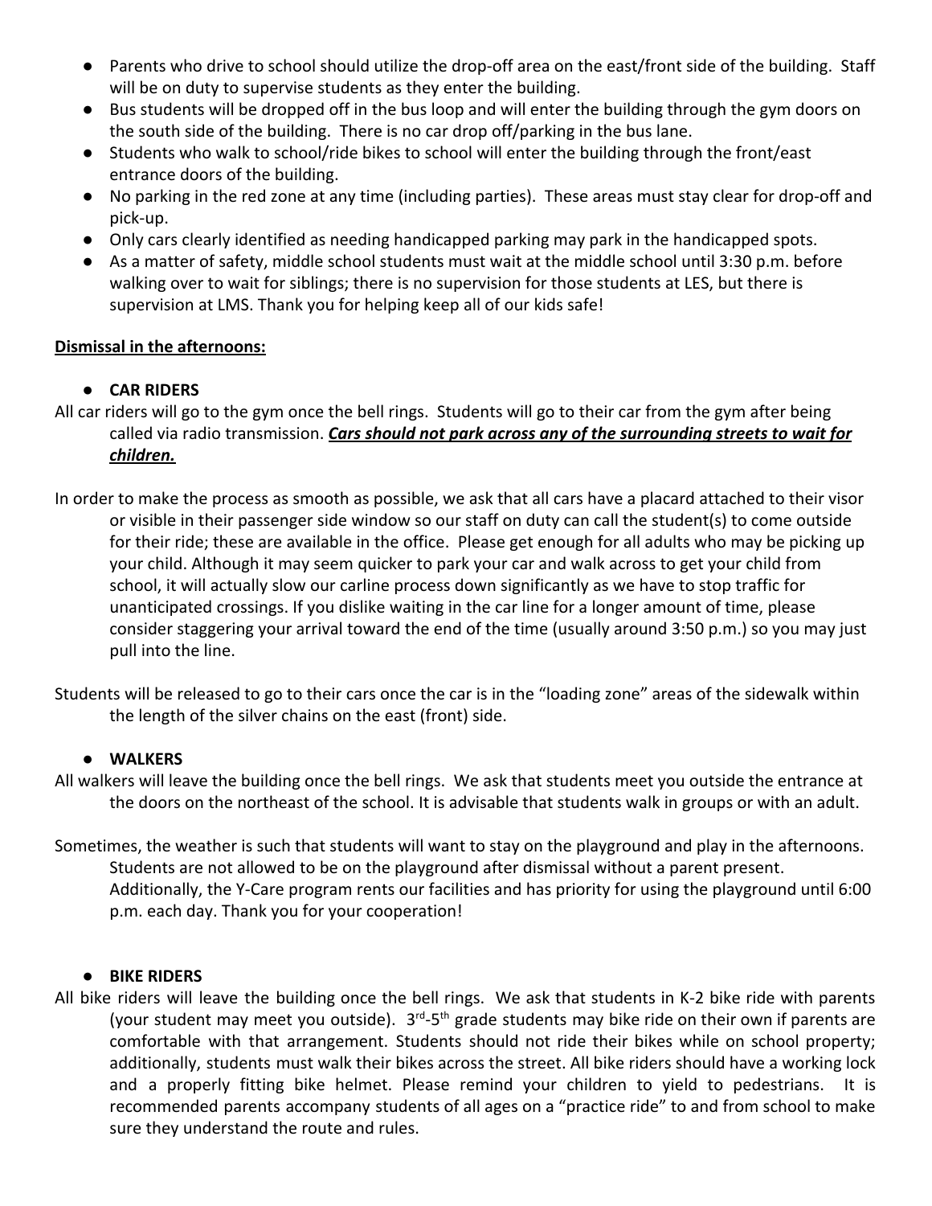- Parents who drive to school should utilize the drop-off area on the east/front side of the building. Staff will be on duty to supervise students as they enter the building.
- Bus students will be dropped off in the bus loop and will enter the building through the gym doors on the south side of the building. There is no car drop off/parking in the bus lane.
- Students who walk to school/ride bikes to school will enter the building through the front/east entrance doors of the building.
- No parking in the red zone at any time (including parties). These areas must stay clear for drop-off and pick-up.
- Only cars clearly identified as needing handicapped parking may park in the handicapped spots.
- As a matter of safety, middle school students must wait at the middle school until 3:30 p.m. before walking over to wait for siblings; there is no supervision for those students at LES, but there is supervision at LMS. Thank you for helping keep all of our kids safe!

**Dismissal in the afternoons:**

- **CAR RIDERS**

All car riders will go to the gym once the bell rings. Students will go to their car from the gym after being called via radio transmission. ***Cars should not park across any of the surrounding streets to wait for children.***

In order to make the process as smooth as possible, we ask that all cars have a placard attached to their visor or visible in their passenger side window so our staff on duty can call the student(s) to come outside for their ride; these are available in the office. Please get enough for all adults who may be picking up your child. Although it may seem quicker to park your car and walk across to get your child from school, it will actually slow our carline process down significantly as we have to stop traffic for unanticipated crossings. If you dislike waiting in the car line for a longer amount of time, please consider staggering your arrival toward the end of the time (usually around 3:50 p.m.) so you may just pull into the line.

Students will be released to go to their cars once the car is in the "loading zone" areas of the sidewalk within the length of the silver chains on the east (front) side.

- **WALKERS**

All walkers will leave the building once the bell rings. We ask that students meet you outside the entrance at the doors on the northeast of the school. It is advisable that students walk in groups or with an adult.

Sometimes, the weather is such that students will want to stay on the playground and play in the afternoons. Students are not allowed to be on the playground after dismissal without a parent present. Additionally, the Y-Care program rents our facilities and has priority for using the playground until 6:00 p.m. each day. Thank you for your cooperation!

- **BIKE RIDERS**

All bike riders will leave the building once the bell rings. We ask that students in K-2 bike ride with parents (your student may meet you outside). 3rd-5th grade students may bike ride on their own if parents are comfortable with that arrangement. Students should not ride their bikes while on school property; additionally, students must walk their bikes across the street. All bike riders should have a working lock and a properly fitting bike helmet. Please remind your children to yield to pedestrians. It is recommended parents accompany students of all ages on a "practice ride" to and from school to make sure they understand the route and rules.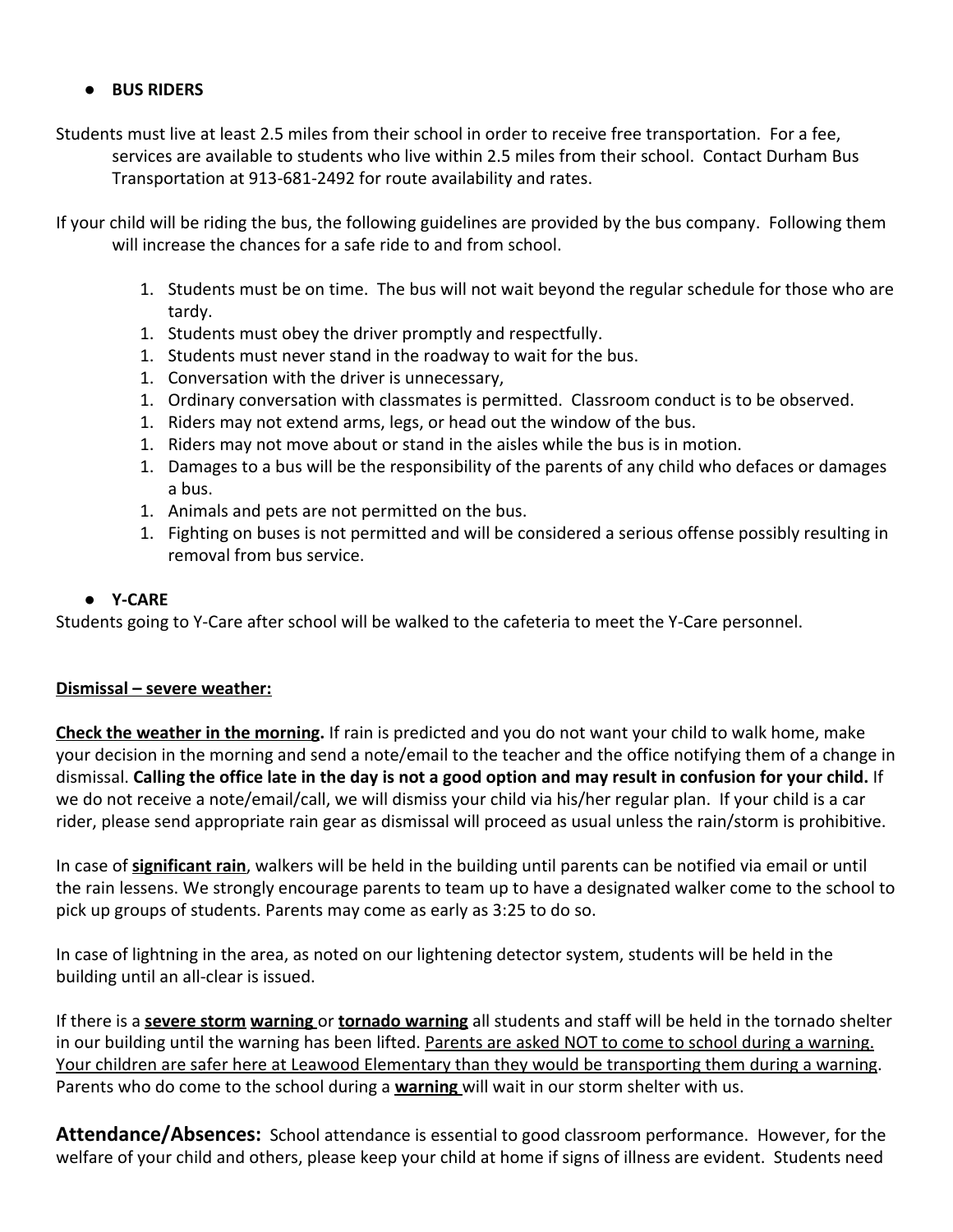- **BUS RIDERS**

Students must live at least 2.5 miles from their school in order to receive free transportation. For a fee, services are available to students who live within 2.5 miles from their school. Contact Durham Bus Transportation at 913-681-2492 for route availability and rates.

If your child will be riding the bus, the following guidelines are provided by the bus company. Following them will increase the chances for a safe ride to and from school.

1. Students must be on time. The bus will not wait beyond the regular schedule for those who are tardy.
1. Students must obey the driver promptly and respectfully.
1. Students must never stand in the roadway to wait for the bus.
1. Conversation with the driver is unnecessary,
1. Ordinary conversation with classmates is permitted. Classroom conduct is to be observed.
1. Riders may not extend arms, legs, or head out the window of the bus.
1. Riders may not move about or stand in the aisles while the bus is in motion.
1. Damages to a bus will be the responsibility of the parents of any child who defaces or damages a bus.
1. Animals and pets are not permitted on the bus.
1. Fighting on buses is not permitted and will be considered a serious offense possibly resulting in removal from bus service.

- **Y-CARE**

Students going to Y-Care after school will be walked to the cafeteria to meet the Y-Care personnel.

**<u>Dismissal – severe weather:</u>**

**<u>Check the weather in the morning</u>.** If rain is predicted and you do not want your child to walk home, make your decision in the morning and send a note/email to the teacher and the office notifying them of a change in dismissal. **Calling the office late in the day is not a good option and may result in confusion for your child.** If we do not receive a note/email/call, we will dismiss your child via his/her regular plan. If your child is a car rider, please send appropriate rain gear as dismissal will proceed as usual unless the rain/storm is prohibitive.

In case of **<u>significant rain</u>**, walkers will be held in the building until parents can be notified via email or until the rain lessens. We strongly encourage parents to team up to have a designated walker come to the school to pick up groups of students. Parents may come as early as 3:25 to do so.

In case of lightning in the area, as noted on our lightening detector system, students will be held in the building until an all-clear is issued.

If there is a **<u>severe storm</u> <u>warning</u>** or **<u>tornado warning</u>** all students and staff will be held in the tornado shelter in our building until the warning has been lifted. <u>Parents are asked NOT to come to school during a warning. Your children are safer here at Leawood Elementary than they would be transporting them during a warning</u>. Parents who do come to the school during a **<u>warning</u>** will wait in our storm shelter with us.

**Attendance/Absences:** School attendance is essential to good classroom performance. However, for the welfare of your child and others, please keep your child at home if signs of illness are evident. Students need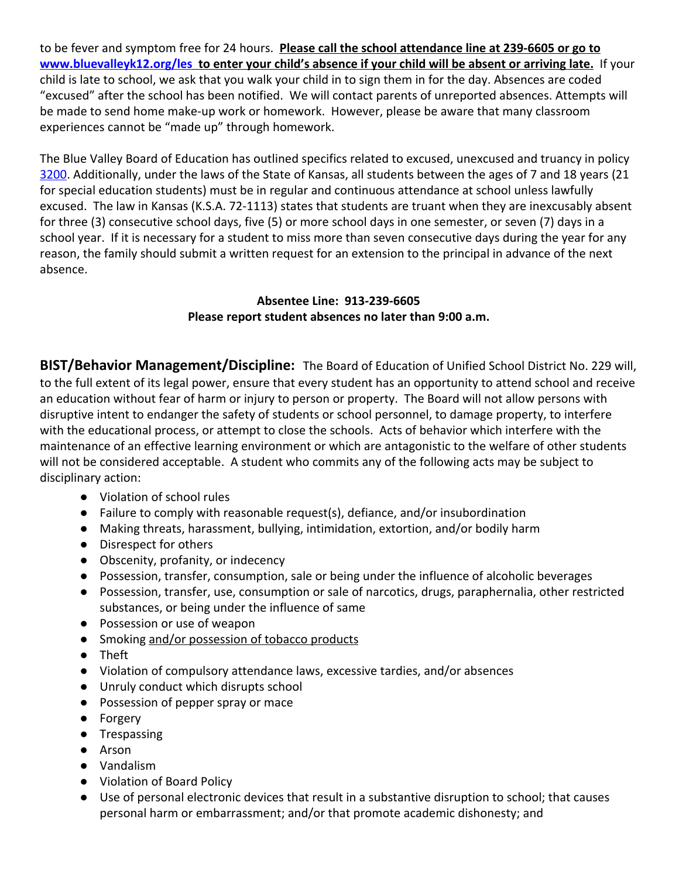to be fever and symptom free for 24 hours. **Please call the school attendance line at 239-6605 or go to [www.bluevalleyk12.org/les](http://www.bluevalleyk12.org/les) to enter your child's absence if your child will be absent or arriving late.** If your child is late to school, we ask that you walk your child in to sign them in for the day. Absences are coded "excused" after the school has been notified. We will contact parents of unreported absences. Attempts will be made to send home make-up work or homework. However, please be aware that many classroom experiences cannot be "made up" through homework.

The Blue Valley Board of Education has outlined specifics related to excused, unexcused and truancy in policy 3200. Additionally, under the laws of the State of Kansas, all students between the ages of 7 and 18 years (21 for special education students) must be in regular and continuous attendance at school unless lawfully excused. The law in Kansas (K.S.A. 72-1113) states that students are truant when they are inexcusably absent for three (3) consecutive school days, five (5) or more school days in one semester, or seven (7) days in a school year. If it is necessary for a student to miss more than seven consecutive days during the year for any reason, the family should submit a written request for an extension to the principal in advance of the next absence.

**Absentee Line: 913-239-6605**
**Please report student absences no later than 9:00 a.m.**

**BIST/Behavior Management/Discipline:** The Board of Education of Unified School District No. 229 will, to the full extent of its legal power, ensure that every student has an opportunity to attend school and receive an education without fear of harm or injury to person or property. The Board will not allow persons with disruptive intent to endanger the safety of students or school personnel, to damage property, to interfere with the educational process, or attempt to close the schools. Acts of behavior which interfere with the maintenance of an effective learning environment or which are antagonistic to the welfare of other students will not be considered acceptable. A student who commits any of the following acts may be subject to disciplinary action:

- Violation of school rules
- Failure to comply with reasonable request(s), defiance, and/or insubordination
- Making threats, harassment, bullying, intimidation, extortion, and/or bodily harm
- Disrespect for others
- Obscenity, profanity, or indecency
- Possession, transfer, consumption, sale or being under the influence of alcoholic beverages
- Possession, transfer, use, consumption or sale of narcotics, drugs, paraphernalia, other restricted substances, or being under the influence of same
- Possession or use of weapon
- Smoking and/or possession of tobacco products
- Theft
- Violation of compulsory attendance laws, excessive tardies, and/or absences
- Unruly conduct which disrupts school
- Possession of pepper spray or mace
- Forgery
- Trespassing
- Arson
- Vandalism
- Violation of Board Policy
- Use of personal electronic devices that result in a substantive disruption to school; that causes personal harm or embarrassment; and/or that promote academic dishonesty; and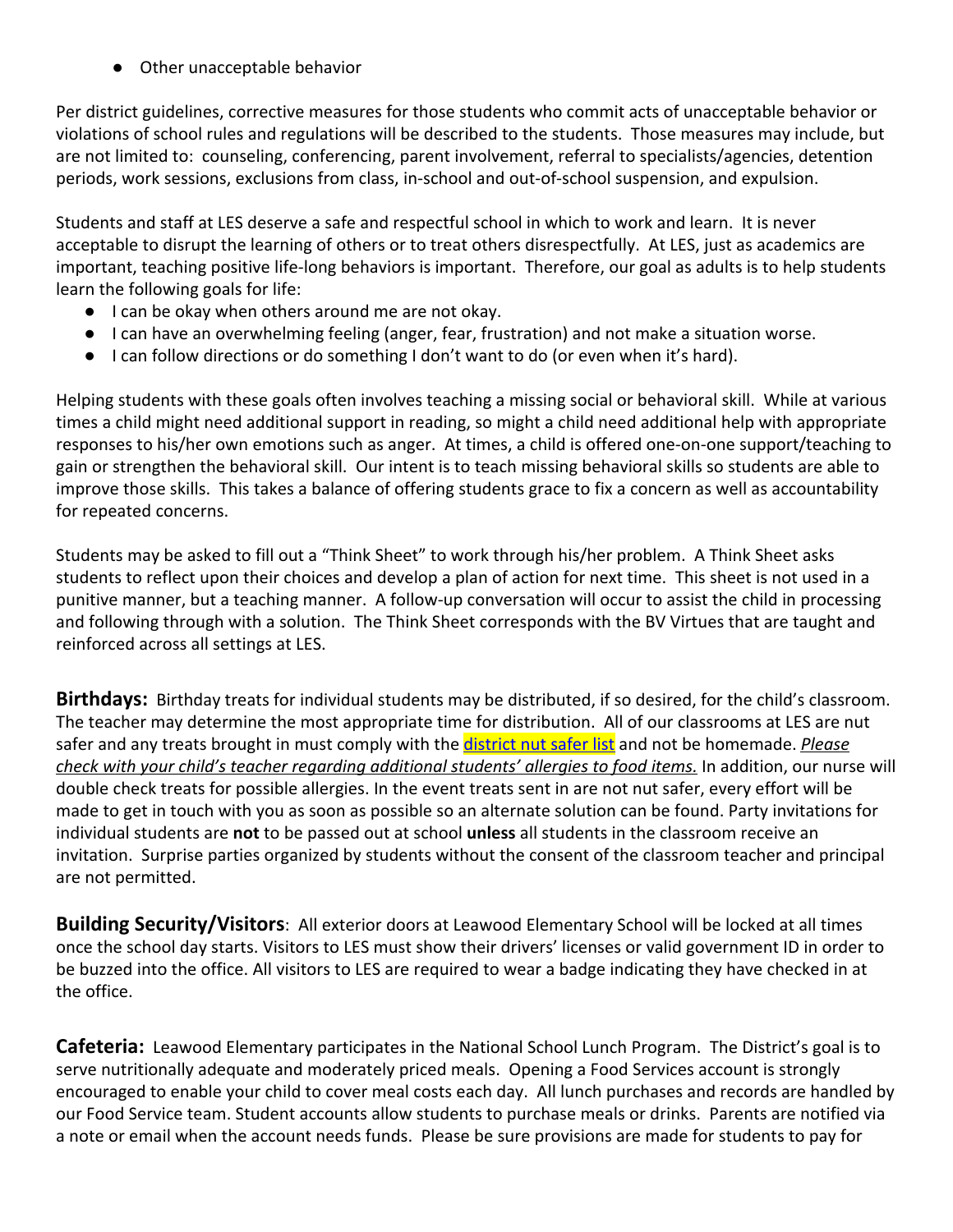- Other unacceptable behavior

Per district guidelines, corrective measures for those students who commit acts of unacceptable behavior or violations of school rules and regulations will be described to the students. Those measures may include, but are not limited to: counseling, conferencing, parent involvement, referral to specialists/agencies, detention periods, work sessions, exclusions from class, in-school and out-of-school suspension, and expulsion.

Students and staff at LES deserve a safe and respectful school in which to work and learn. It is never acceptable to disrupt the learning of others or to treat others disrespectfully. At LES, just as academics are important, teaching positive life-long behaviors is important. Therefore, our goal as adults is to help students learn the following goals for life:

- I can be okay when others around me are not okay.
- I can have an overwhelming feeling (anger, fear, frustration) and not make a situation worse.
- I can follow directions or do something I don't want to do (or even when it's hard).

Helping students with these goals often involves teaching a missing social or behavioral skill. While at various times a child might need additional support in reading, so might a child need additional help with appropriate responses to his/her own emotions such as anger. At times, a child is offered one-on-one support/teaching to gain or strengthen the behavioral skill. Our intent is to teach missing behavioral skills so students are able to improve those skills. This takes a balance of offering students grace to fix a concern as well as accountability for repeated concerns.

Students may be asked to fill out a "Think Sheet" to work through his/her problem. A Think Sheet asks students to reflect upon their choices and develop a plan of action for next time. This sheet is not used in a punitive manner, but a teaching manner. A follow-up conversation will occur to assist the child in processing and following through with a solution. The Think Sheet corresponds with the BV Virtues that are taught and reinforced across all settings at LES.

**Birthdays:** Birthday treats for individual students may be distributed, if so desired, for the child's classroom. The teacher may determine the most appropriate time for distribution. All of our classrooms at LES are nut safer and any treats brought in must comply with the district nut safer list and not be homemade. *Please check with your child's teacher regarding additional students' allergies to food items.* In addition, our nurse will double check treats for possible allergies. In the event treats sent in are not nut safer, every effort will be made to get in touch with you as soon as possible so an alternate solution can be found. Party invitations for individual students are **not** to be passed out at school **unless** all students in the classroom receive an invitation. Surprise parties organized by students without the consent of the classroom teacher and principal are not permitted.

**Building Security/Visitors**: All exterior doors at Leawood Elementary School will be locked at all times once the school day starts. Visitors to LES must show their drivers' licenses or valid government ID in order to be buzzed into the office. All visitors to LES are required to wear a badge indicating they have checked in at the office.

**Cafeteria:** Leawood Elementary participates in the National School Lunch Program. The District's goal is to serve nutritionally adequate and moderately priced meals. Opening a Food Services account is strongly encouraged to enable your child to cover meal costs each day. All lunch purchases and records are handled by our Food Service team. Student accounts allow students to purchase meals or drinks. Parents are notified via a note or email when the account needs funds. Please be sure provisions are made for students to pay for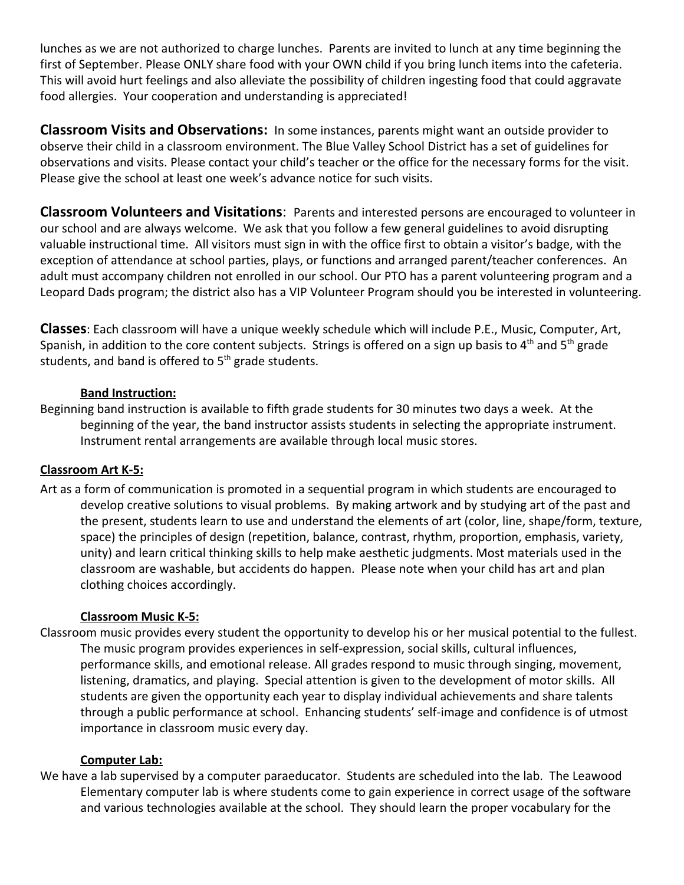lunches as we are not authorized to charge lunches. Parents are invited to lunch at any time beginning the first of September. Please ONLY share food with your OWN child if you bring lunch items into the cafeteria. This will avoid hurt feelings and also alleviate the possibility of children ingesting food that could aggravate food allergies. Your cooperation and understanding is appreciated!

**Classroom Visits and Observations:** In some instances, parents might want an outside provider to observe their child in a classroom environment. The Blue Valley School District has a set of guidelines for observations and visits. Please contact your child's teacher or the office for the necessary forms for the visit. Please give the school at least one week's advance notice for such visits.

**Classroom Volunteers and Visitations**: Parents and interested persons are encouraged to volunteer in our school and are always welcome. We ask that you follow a few general guidelines to avoid disrupting valuable instructional time. All visitors must sign in with the office first to obtain a visitor's badge, with the exception of attendance at school parties, plays, or functions and arranged parent/teacher conferences. An adult must accompany children not enrolled in our school. Our PTO has a parent volunteering program and a Leopard Dads program; the district also has a VIP Volunteer Program should you be interested in volunteering.

**Classes**: Each classroom will have a unique weekly schedule which will include P.E., Music, Computer, Art, Spanish, in addition to the core content subjects. Strings is offered on a sign up basis to 4th and 5th grade students, and band is offered to 5th grade students.

**Band Instruction:**

Beginning band instruction is available to fifth grade students for 30 minutes two days a week. At the beginning of the year, the band instructor assists students in selecting the appropriate instrument. Instrument rental arrangements are available through local music stores.

**Classroom Art K-5:**

Art as a form of communication is promoted in a sequential program in which students are encouraged to develop creative solutions to visual problems. By making artwork and by studying art of the past and the present, students learn to use and understand the elements of art (color, line, shape/form, texture, space) the principles of design (repetition, balance, contrast, rhythm, proportion, emphasis, variety, unity) and learn critical thinking skills to help make aesthetic judgments. Most materials used in the classroom are washable, but accidents do happen. Please note when your child has art and plan clothing choices accordingly.

**Classroom Music K-5:**

Classroom music provides every student the opportunity to develop his or her musical potential to the fullest. The music program provides experiences in self-expression, cultural influences, performance skills, and emotional release. All grades respond to music through singing, movement, listening, dramatics, and playing. Special attention is given to the development of motor skills. All students are given the opportunity each year to display individual achievements and share talents through a public performance at school. Enhancing students' self-image and confidence is of utmost importance in classroom music every day.

**Computer Lab:**

We have a lab supervised by a computer paraeducator. Students are scheduled into the lab. The Leawood Elementary computer lab is where students come to gain experience in correct usage of the software and various technologies available at the school. They should learn the proper vocabulary for the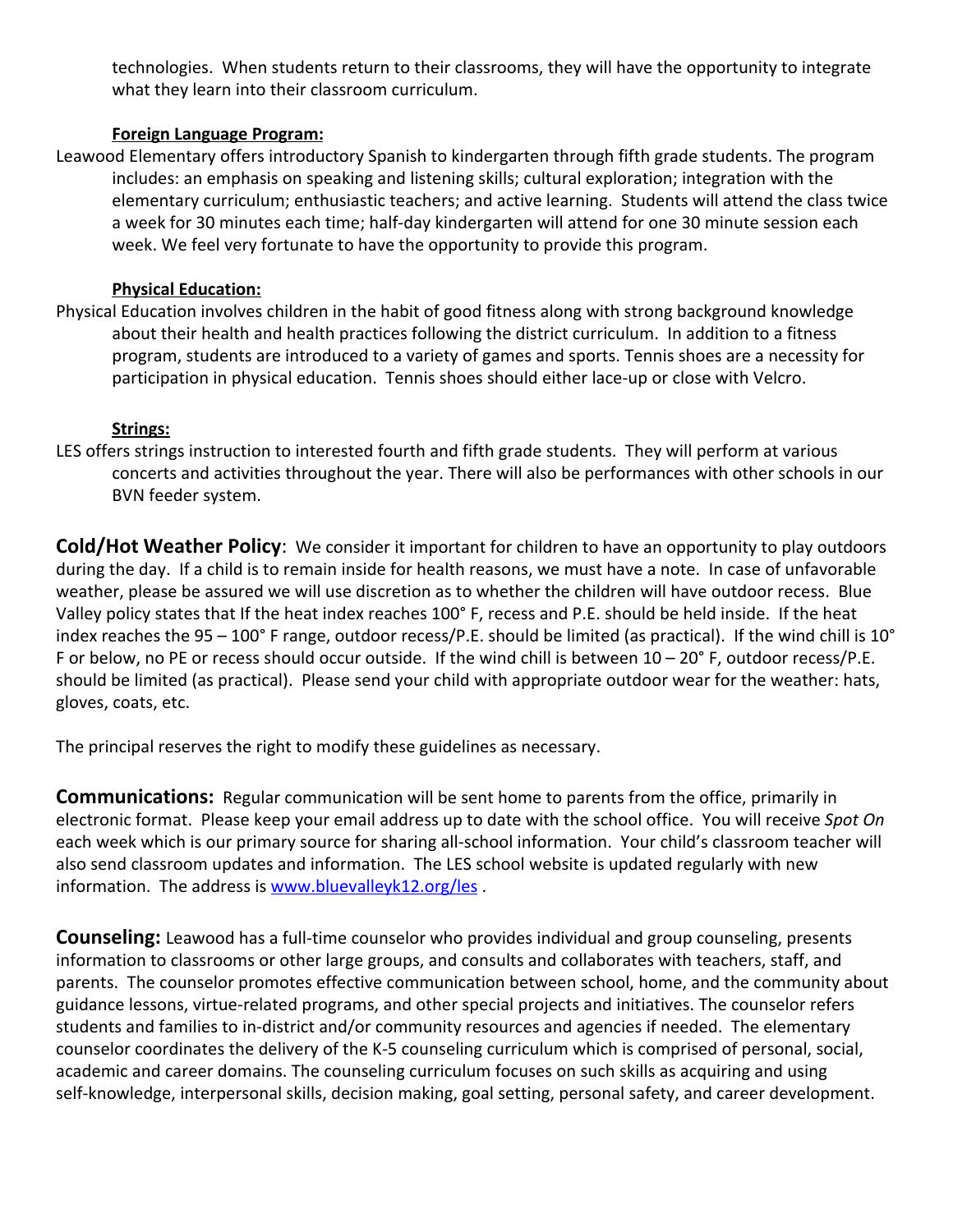technologies. When students return to their classrooms, they will have the opportunity to integrate what they learn into their classroom curriculum.

**Foreign Language Program:**

Leawood Elementary offers introductory Spanish to kindergarten through fifth grade students. The program includes: an emphasis on speaking and listening skills; cultural exploration; integration with the elementary curriculum; enthusiastic teachers; and active learning. Students will attend the class twice a week for 30 minutes each time; half-day kindergarten will attend for one 30 minute session each week. We feel very fortunate to have the opportunity to provide this program.

**Physical Education:**

Physical Education involves children in the habit of good fitness along with strong background knowledge about their health and health practices following the district curriculum. In addition to a fitness program, students are introduced to a variety of games and sports. Tennis shoes are a necessity for participation in physical education. Tennis shoes should either lace-up or close with Velcro.

**Strings:**

LES offers strings instruction to interested fourth and fifth grade students. They will perform at various concerts and activities throughout the year. There will also be performances with other schools in our BVN feeder system.

**Cold/Hot Weather Policy**: We consider it important for children to have an opportunity to play outdoors during the day. If a child is to remain inside for health reasons, we must have a note. In case of unfavorable weather, please be assured we will use discretion as to whether the children will have outdoor recess. Blue Valley policy states that If the heat index reaches 100° F, recess and P.E. should be held inside. If the heat index reaches the 95 – 100° F range, outdoor recess/P.E. should be limited (as practical). If the wind chill is 10° F or below, no PE or recess should occur outside. If the wind chill is between 10 – 20° F, outdoor recess/P.E. should be limited (as practical). Please send your child with appropriate outdoor wear for the weather: hats, gloves, coats, etc.

The principal reserves the right to modify these guidelines as necessary.

**Communications:** Regular communication will be sent home to parents from the office, primarily in electronic format. Please keep your email address up to date with the school office. You will receive *Spot On* each week which is our primary source for sharing all-school information. Your child's classroom teacher will also send classroom updates and information. The LES school website is updated regularly with new information. The address is [www.bluevalleyk12.org/les](www.bluevalleyk12.org/les) .

**Counseling:** Leawood has a full-time counselor who provides individual and group counseling, presents information to classrooms or other large groups, and consults and collaborates with teachers, staff, and parents. The counselor promotes effective communication between school, home, and the community about guidance lessons, virtue-related programs, and other special projects and initiatives. The counselor refers students and families to in-district and/or community resources and agencies if needed. The elementary counselor coordinates the delivery of the K-5 counseling curriculum which is comprised of personal, social, academic and career domains. The counseling curriculum focuses on such skills as acquiring and using self-knowledge, interpersonal skills, decision making, goal setting, personal safety, and career development.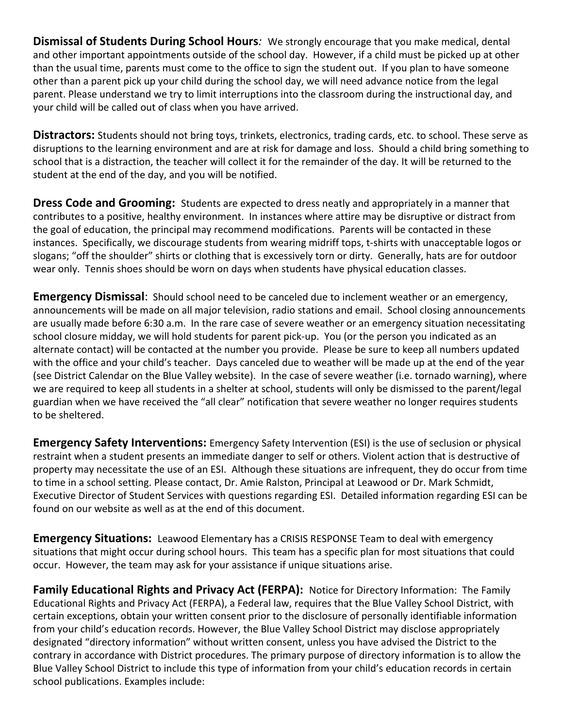**Dismissal of Students During School Hours***:* We strongly encourage that you make medical, dental and other important appointments outside of the school day. However, if a child must be picked up at other than the usual time, parents must come to the office to sign the student out. If you plan to have someone other than a parent pick up your child during the school day, we will need advance notice from the legal parent. Please understand we try to limit interruptions into the classroom during the instructional day, and your child will be called out of class when you have arrived.

**Distractors:** Students should not bring toys, trinkets, electronics, trading cards, etc. to school. These serve as disruptions to the learning environment and are at risk for damage and loss. Should a child bring something to school that is a distraction, the teacher will collect it for the remainder of the day. It will be returned to the student at the end of the day, and you will be notified.

**Dress Code and Grooming:** Students are expected to dress neatly and appropriately in a manner that contributes to a positive, healthy environment. In instances where attire may be disruptive or distract from the goal of education, the principal may recommend modifications. Parents will be contacted in these instances. Specifically, we discourage students from wearing midriff tops, t-shirts with unacceptable logos or slogans; "off the shoulder" shirts or clothing that is excessively torn or dirty. Generally, hats are for outdoor wear only. Tennis shoes should be worn on days when students have physical education classes.

**Emergency Dismissal**: Should school need to be canceled due to inclement weather or an emergency, announcements will be made on all major television, radio stations and email. School closing announcements are usually made before 6:30 a.m. In the rare case of severe weather or an emergency situation necessitating school closure midday, we will hold students for parent pick-up. You (or the person you indicated as an alternate contact) will be contacted at the number you provide. Please be sure to keep all numbers updated with the office and your child's teacher. Days canceled due to weather will be made up at the end of the year (see District Calendar on the Blue Valley website). In the case of severe weather (i.e. tornado warning), where we are required to keep all students in a shelter at school, students will only be dismissed to the parent/legal guardian when we have received the "all clear" notification that severe weather no longer requires students to be sheltered.

**Emergency Safety Interventions:** Emergency Safety Intervention (ESI) is the use of seclusion or physical restraint when a student presents an immediate danger to self or others. Violent action that is destructive of property may necessitate the use of an ESI. Although these situations are infrequent, they do occur from time to time in a school setting. Please contact, Dr. Amie Ralston, Principal at Leawood or Dr. Mark Schmidt, Executive Director of Student Services with questions regarding ESI. Detailed information regarding ESI can be found on our website as well as at the end of this document.

**Emergency Situations:** Leawood Elementary has a CRISIS RESPONSE Team to deal with emergency situations that might occur during school hours. This team has a specific plan for most situations that could occur. However, the team may ask for your assistance if unique situations arise.

**Family Educational Rights and Privacy Act (FERPA):** Notice for Directory Information: The Family Educational Rights and Privacy Act (FERPA), a Federal law, requires that the Blue Valley School District, with certain exceptions, obtain your written consent prior to the disclosure of personally identifiable information from your child's education records. However, the Blue Valley School District may disclose appropriately designated "directory information" without written consent, unless you have advised the District to the contrary in accordance with District procedures. The primary purpose of directory information is to allow the Blue Valley School District to include this type of information from your child's education records in certain school publications. Examples include: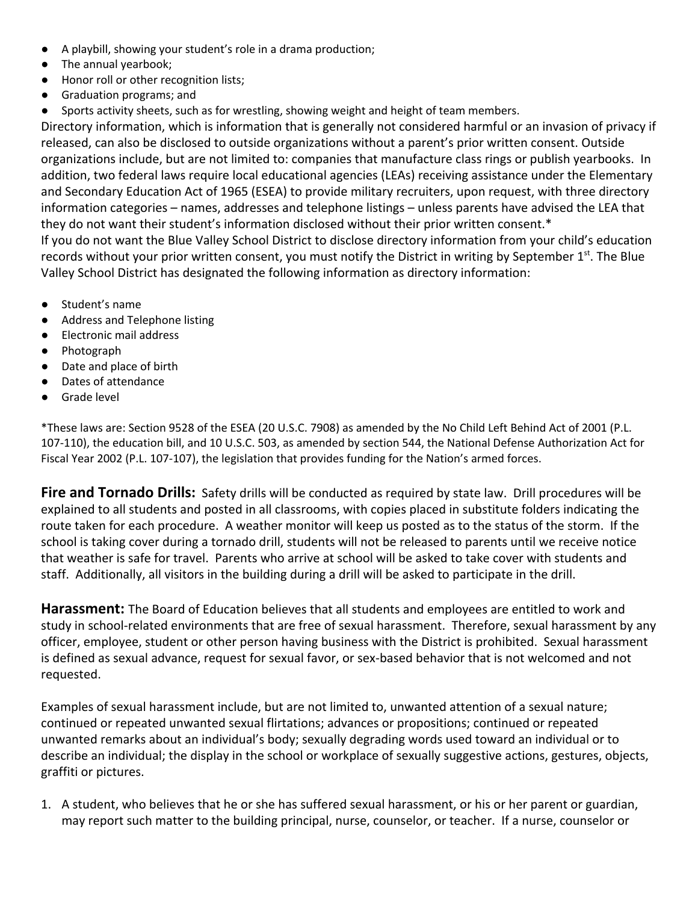- A playbill, showing your student's role in a drama production;
- The annual yearbook;
- Honor roll or other recognition lists;
- Graduation programs; and
- Sports activity sheets, such as for wrestling, showing weight and height of team members.

Directory information, which is information that is generally not considered harmful or an invasion of privacy if released, can also be disclosed to outside organizations without a parent's prior written consent. Outside organizations include, but are not limited to: companies that manufacture class rings or publish yearbooks. In addition, two federal laws require local educational agencies (LEAs) receiving assistance under the Elementary and Secondary Education Act of 1965 (ESEA) to provide military recruiters, upon request, with three directory information categories – names, addresses and telephone listings – unless parents have advised the LEA that they do not want their student's information disclosed without their prior written consent.*

If you do not want the Blue Valley School District to disclose directory information from your child's education records without your prior written consent, you must notify the District in writing by September 1st. The Blue Valley School District has designated the following information as directory information:

- Student's name
- Address and Telephone listing
- Electronic mail address
- Photograph
- Date and place of birth
- Dates of attendance
- Grade level

*These laws are: Section 9528 of the ESEA (20 U.S.C. 7908) as amended by the No Child Left Behind Act of 2001 (P.L. 107-110), the education bill, and 10 U.S.C. 503, as amended by section 544, the National Defense Authorization Act for Fiscal Year 2002 (P.L. 107-107), the legislation that provides funding for the Nation's armed forces.

**Fire and Tornado Drills:** Safety drills will be conducted as required by state law. Drill procedures will be explained to all students and posted in all classrooms, with copies placed in substitute folders indicating the route taken for each procedure. A weather monitor will keep us posted as to the status of the storm. If the school is taking cover during a tornado drill, students will not be released to parents until we receive notice that weather is safe for travel. Parents who arrive at school will be asked to take cover with students and staff. Additionally, all visitors in the building during a drill will be asked to participate in the drill.

**Harassment:** The Board of Education believes that all students and employees are entitled to work and study in school-related environments that are free of sexual harassment. Therefore, sexual harassment by any officer, employee, student or other person having business with the District is prohibited. Sexual harassment is defined as sexual advance, request for sexual favor, or sex-based behavior that is not welcomed and not requested.

Examples of sexual harassment include, but are not limited to, unwanted attention of a sexual nature; continued or repeated unwanted sexual flirtations; advances or propositions; continued or repeated unwanted remarks about an individual's body; sexually degrading words used toward an individual or to describe an individual; the display in the school or workplace of sexually suggestive actions, gestures, objects, graffiti or pictures.

1. A student, who believes that he or she has suffered sexual harassment, or his or her parent or guardian, may report such matter to the building principal, nurse, counselor, or teacher. If a nurse, counselor or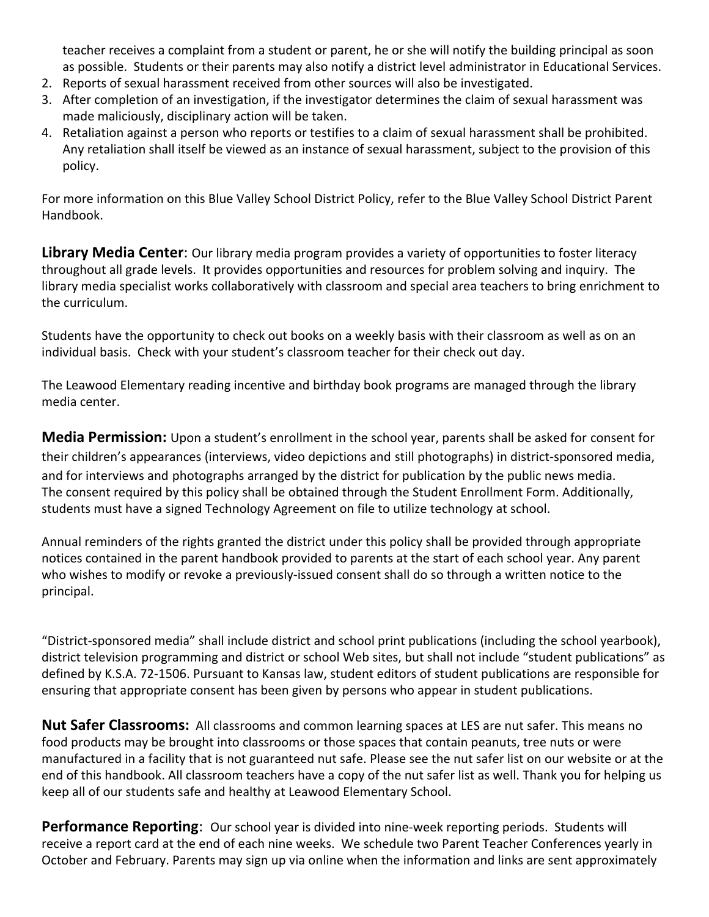teacher receives a complaint from a student or parent, he or she will notify the building principal as soon as possible. Students or their parents may also notify a district level administrator in Educational Services.

2. Reports of sexual harassment received from other sources will also be investigated.
3. After completion of an investigation, if the investigator determines the claim of sexual harassment was made maliciously, disciplinary action will be taken.
4. Retaliation against a person who reports or testifies to a claim of sexual harassment shall be prohibited. Any retaliation shall itself be viewed as an instance of sexual harassment, subject to the provision of this policy.

For more information on this Blue Valley School District Policy, refer to the Blue Valley School District Parent Handbook.

**Library Media Center**: Our library media program provides a variety of opportunities to foster literacy throughout all grade levels. It provides opportunities and resources for problem solving and inquiry. The library media specialist works collaboratively with classroom and special area teachers to bring enrichment to the curriculum.

Students have the opportunity to check out books on a weekly basis with their classroom as well as on an individual basis. Check with your student's classroom teacher for their check out day.

The Leawood Elementary reading incentive and birthday book programs are managed through the library media center.

**Media Permission:** Upon a student's enrollment in the school year, parents shall be asked for consent for their children's appearances (interviews, video depictions and still photographs) in district-sponsored media, and for interviews and photographs arranged by the district for publication by the public news media. The consent required by this policy shall be obtained through the Student Enrollment Form. Additionally, students must have a signed Technology Agreement on file to utilize technology at school.

Annual reminders of the rights granted the district under this policy shall be provided through appropriate notices contained in the parent handbook provided to parents at the start of each school year. Any parent who wishes to modify or revoke a previously-issued consent shall do so through a written notice to the principal.

"District-sponsored media" shall include district and school print publications (including the school yearbook), district television programming and district or school Web sites, but shall not include "student publications" as defined by K.S.A. 72-1506. Pursuant to Kansas law, student editors of student publications are responsible for ensuring that appropriate consent has been given by persons who appear in student publications.

**Nut Safer Classrooms:** All classrooms and common learning spaces at LES are nut safer. This means no food products may be brought into classrooms or those spaces that contain peanuts, tree nuts or were manufactured in a facility that is not guaranteed nut safe. Please see the nut safer list on our website or at the end of this handbook. All classroom teachers have a copy of the nut safer list as well. Thank you for helping us keep all of our students safe and healthy at Leawood Elementary School.

**Performance Reporting**: Our school year is divided into nine-week reporting periods. Students will receive a report card at the end of each nine weeks. We schedule two Parent Teacher Conferences yearly in October and February. Parents may sign up via online when the information and links are sent approximately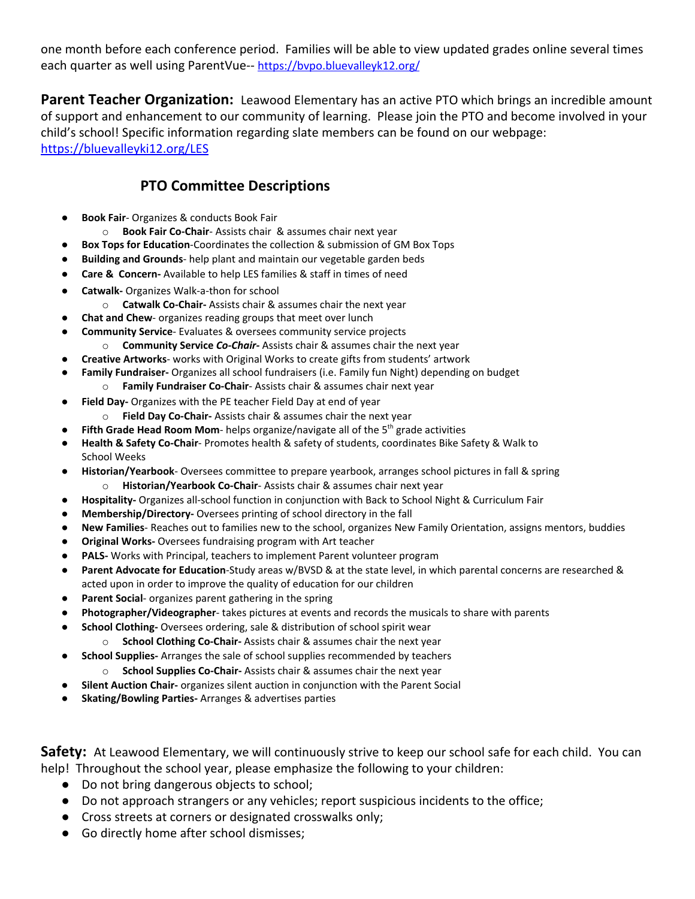one month before each conference period. Families will be able to view updated grades online several times each quarter as well using ParentVue-- https://bvpo.bluevalleyk12.org/

**Parent Teacher Organization:** Leawood Elementary has an active PTO which brings an incredible amount of support and enhancement to our community of learning. Please join the PTO and become involved in your child's school! Specific information regarding slate members can be found on our webpage: https://bluevalleyki12.org/LES

## PTO Committee Descriptions

- **Book Fair**- Organizes & conducts Book Fair
  - **Book Fair Co-Chair**- Assists chair & assumes chair next year
- **Box Tops for Education**-Coordinates the collection & submission of GM Box Tops
- **Building and Grounds**- help plant and maintain our vegetable garden beds
- **Care & Concern-** Available to help LES families & staff in times of need
- **Catwalk-** Organizes Walk-a-thon for school
  - **Catwalk Co-Chair-** Assists chair & assumes chair the next year
- **Chat and Chew**- organizes reading groups that meet over lunch
- **Community Service**- Evaluates & oversees community service projects
  - **Community Service *Co-Chair-*** Assists chair & assumes chair the next year
- **Creative Artworks**- works with Original Works to create gifts from students' artwork
- **Family Fundraiser-** Organizes all school fundraisers (i.e. Family fun Night) depending on budget
  - **Family Fundraiser Co-Chair**- Assists chair & assumes chair next year
- **Field Day-** Organizes with the PE teacher Field Day at end of year
  - **Field Day Co-Chair-** Assists chair & assumes chair the next year
- **Fifth Grade Head Room Mom**- helps organize/navigate all of the 5th grade activities
- **Health & Safety Co-Chair**- Promotes health & safety of students, coordinates Bike Safety & Walk to School Weeks
- **Historian/Yearbook**- Oversees committee to prepare yearbook, arranges school pictures in fall & spring
  - **Historian/Yearbook Co-Chair**- Assists chair & assumes chair next year
- **Hospitality-** Organizes all-school function in conjunction with Back to School Night & Curriculum Fair
- **Membership/Directory-** Oversees printing of school directory in the fall
- **New Families**- Reaches out to families new to the school, organizes New Family Orientation, assigns mentors, buddies
- **Original Works-** Oversees fundraising program with Art teacher
- **PALS-** Works with Principal, teachers to implement Parent volunteer program
- **Parent Advocate for Education**-Study areas w/BVSD & at the state level, in which parental concerns are researched & acted upon in order to improve the quality of education for our children
- **Parent Social**- organizes parent gathering in the spring
- **Photographer/Videographer**- takes pictures at events and records the musicals to share with parents
- **School Clothing-** Oversees ordering, sale & distribution of school spirit wear
  - **School Clothing Co-Chair-** Assists chair & assumes chair the next year
- **School Supplies-** Arranges the sale of school supplies recommended by teachers
  - **School Supplies Co-Chair-** Assists chair & assumes chair the next year
- **Silent Auction Chair-** organizes silent auction in conjunction with the Parent Social
- **Skating/Bowling Parties-** Arranges & advertises parties

**Safety:** At Leawood Elementary, we will continuously strive to keep our school safe for each child. You can help! Throughout the school year, please emphasize the following to your children:

- Do not bring dangerous objects to school;
- Do not approach strangers or any vehicles; report suspicious incidents to the office;
- Cross streets at corners or designated crosswalks only;
- Go directly home after school dismisses;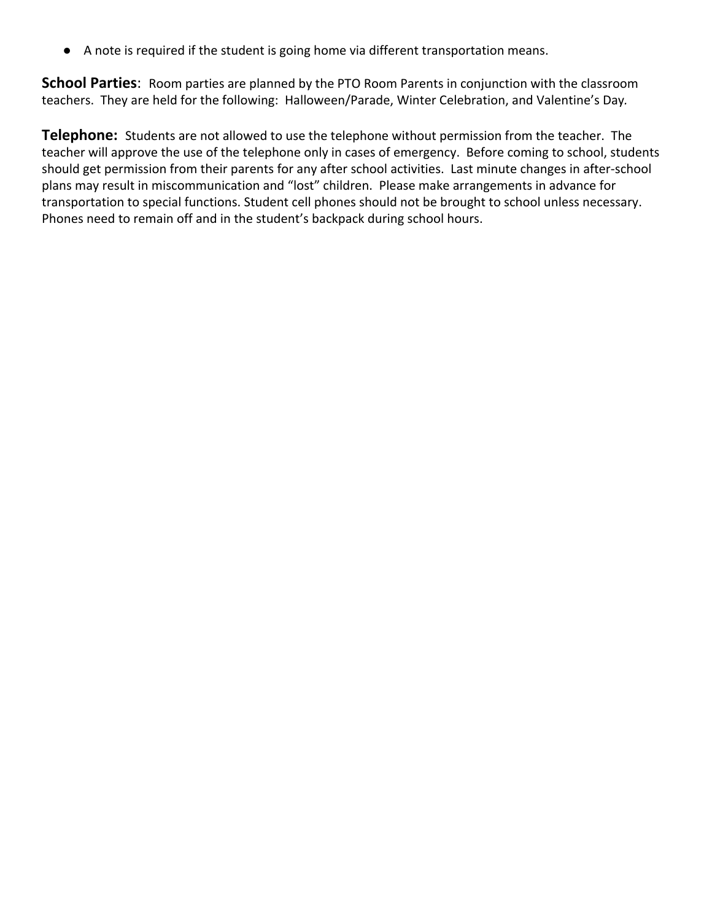- A note is required if the student is going home via different transportation means.

**School Parties**: Room parties are planned by the PTO Room Parents in conjunction with the classroom teachers. They are held for the following: Halloween/Parade, Winter Celebration, and Valentine's Day.

**Telephone:** Students are not allowed to use the telephone without permission from the teacher. The teacher will approve the use of the telephone only in cases of emergency. Before coming to school, students should get permission from their parents for any after school activities. Last minute changes in after-school plans may result in miscommunication and "lost" children. Please make arrangements in advance for transportation to special functions. Student cell phones should not be brought to school unless necessary. Phones need to remain off and in the student's backpack during school hours.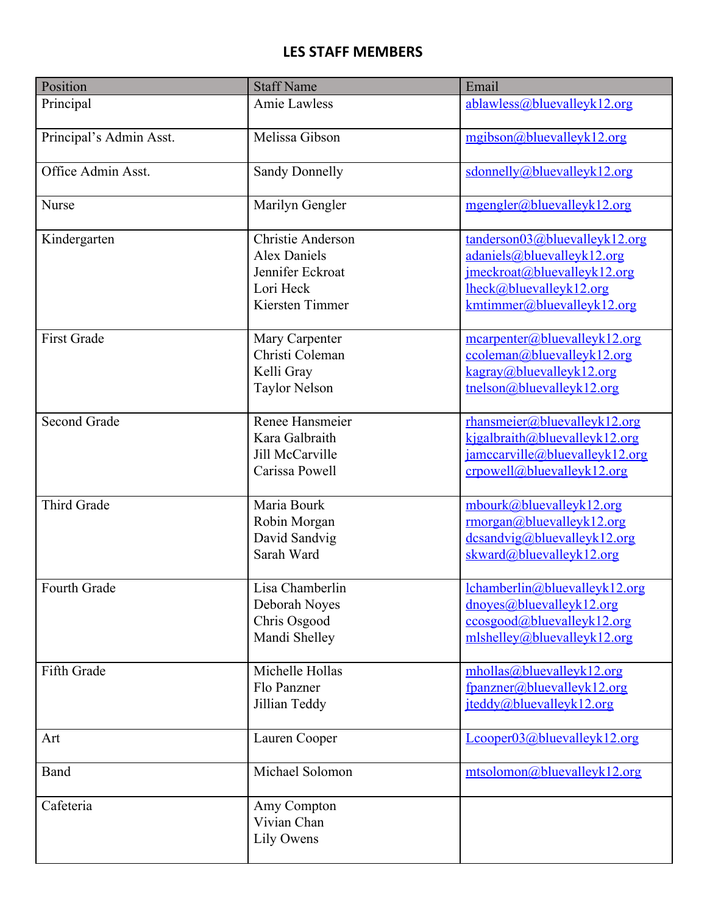# LES STAFF MEMBERS

| Position | Staff Name | Email |
|---|---|---|
| Principal | Amie Lawless | ablawless@bluevalleyk12.org |
| Principal's Admin Asst. | Melissa Gibson | mgibson@bluevalleyk12.org |
| Office Admin Asst. | Sandy Donnelly | sdonnelly@bluevalleyk12.org |
| Nurse | Marilyn Gengler | mgengler@bluevalleyk12.org |
| Kindergarten | Christie Anderson<br>Alex Daniels<br>Jennifer Eckroat<br>Lori Heck<br>Kiersten Timmer | tanderson03@bluevalleyk12.org<br>adaniels@bluevalleyk12.org<br>jmeckroat@bluevalleyk12.org<br>lheck@bluevalleyk12.org<br>kmtimmer@bluevalleyk12.org |
| First Grade | Mary Carpenter<br>Christi Coleman<br>Kelli Gray<br>Taylor Nelson | mcarpenter@bluevalleyk12.org<br>ccoleman@bluevalleyk12.org<br>kagray@bluevalleyk12.org<br>tnelson@bluevalleyk12.org |
| Second Grade | Renee Hansmeier<br>Kara Galbraith<br>Jill McCarville<br>Carissa Powell | rhansmeier@bluevalleyk12.org<br>kjgalbraith@bluevalleyk12.org<br>jamccarville@bluevalleyk12.org<br>crpowell@bluevalleyk12.org |
| Third Grade | Maria Bourk<br>Robin Morgan<br>David Sandvig<br>Sarah Ward | mbourk@bluevalleyk12.org<br>rmorgan@bluevalleyk12.org<br>dcsandvig@bluevalleyk12.org<br>skward@bluevalleyk12.org |
| Fourth Grade | Lisa Chamberlin<br>Deborah Noyes<br>Chris Osgood<br>Mandi Shelley | lchamberlin@bluevalleyk12.org<br>dnoyes@bluevalleyk12.org<br>ccosgood@bluevalleyk12.org<br>mlshelley@bluevalleyk12.org |
| Fifth Grade | Michelle Hollas<br>Flo Panzner<br>Jillian Teddy | mhollas@bluevalleyk12.org<br>fpanzner@bluevalleyk12.org<br>jteddy@bluevalleyk12.org |
| Art | Lauren Cooper | Lcooper03@bluevalleyk12.org |
| Band | Michael Solomon | mtsolomon@bluevalleyk12.org |
| Cafeteria | Amy Compton<br>Vivian Chan<br>Lily Owens | |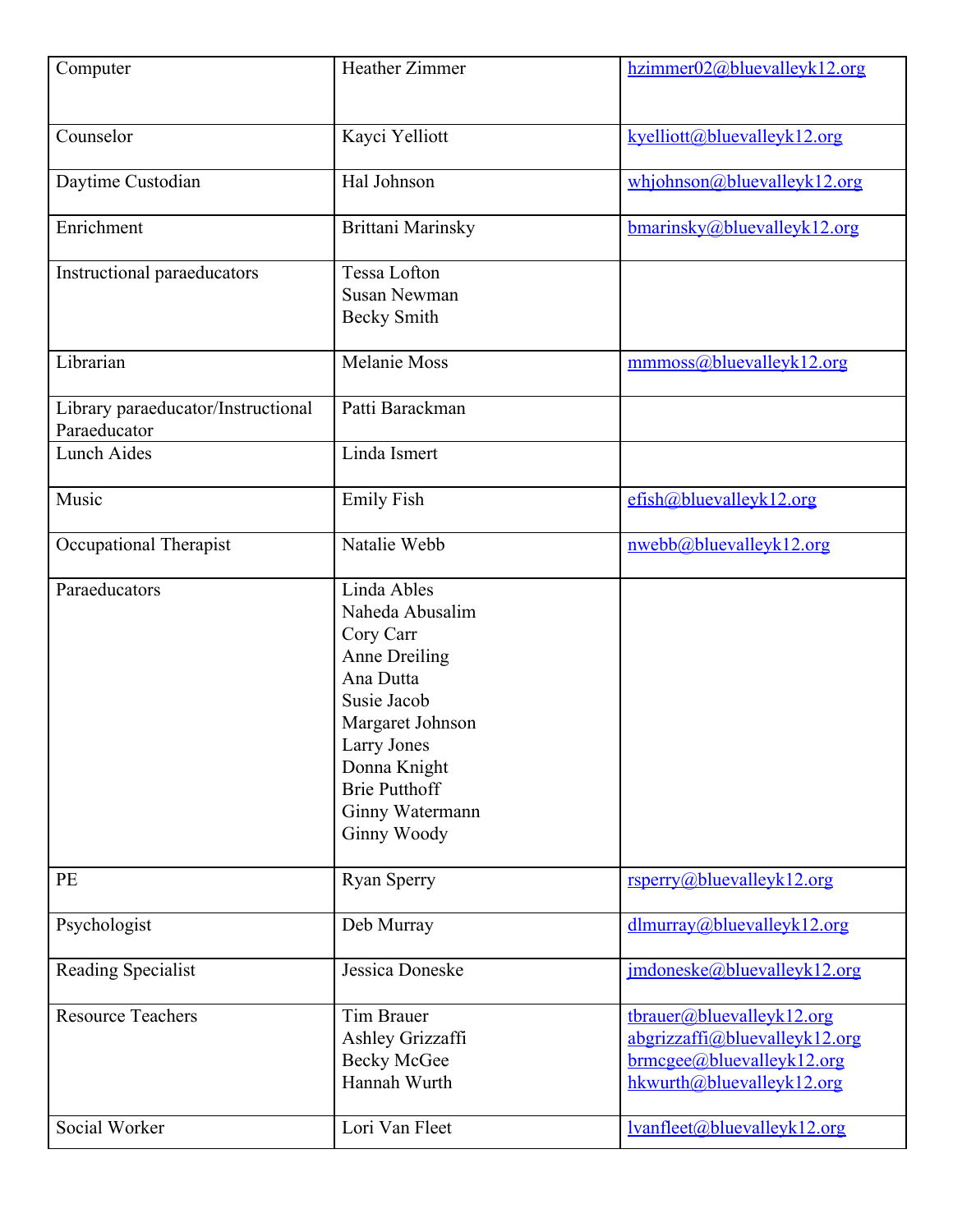| | | |
|---|---|---|
| Computer | Heather Zimmer | hzimmer02@bluevalleyk12.org |
| Counselor | Kayci Yelliott | kyelliott@bluevalleyk12.org |
| Daytime Custodian | Hal Johnson | whjohnson@bluevalleyk12.org |
| Enrichment | Brittani Marinsky | bmarinsky@bluevalleyk12.org |
| Instructional paraeducators | Tessa Lofton<br>Susan Newman<br>Becky Smith | |
| Librarian | Melanie Moss | mmmoss@bluevalleyk12.org |
| Library paraeducator/Instructional Paraeducator | Patti Barackman | |
| Lunch Aides | Linda Ismert | |
| Music | Emily Fish | efish@bluevalleyk12.org |
| Occupational Therapist | Natalie Webb | nwebb@bluevalleyk12.org |
| Paraeducators | Linda Ables<br>Naheda Abusalim<br>Cory Carr<br>Anne Dreiling<br>Ana Dutta<br>Susie Jacob<br>Margaret Johnson<br>Larry Jones<br>Donna Knight<br>Brie Putthoff<br>Ginny Watermann<br>Ginny Woody | |
| PE | Ryan Sperry | rsperry@bluevalleyk12.org |
| Psychologist | Deb Murray | dlmurray@bluevalleyk12.org |
| Reading Specialist | Jessica Doneske | jmdoneske@bluevalleyk12.org |
| Resource Teachers | Tim Brauer<br>Ashley Grizzaffi<br>Becky McGee<br>Hannah Wurth | tbrauer@bluevalleyk12.org<br>abgrizzaffi@bluevalleyk12.org<br>brmcgee@bluevalleyk12.org<br>hkwurth@bluevalleyk12.org |
| Social Worker | Lori Van Fleet | lvanfleet@bluevalleyk12.org |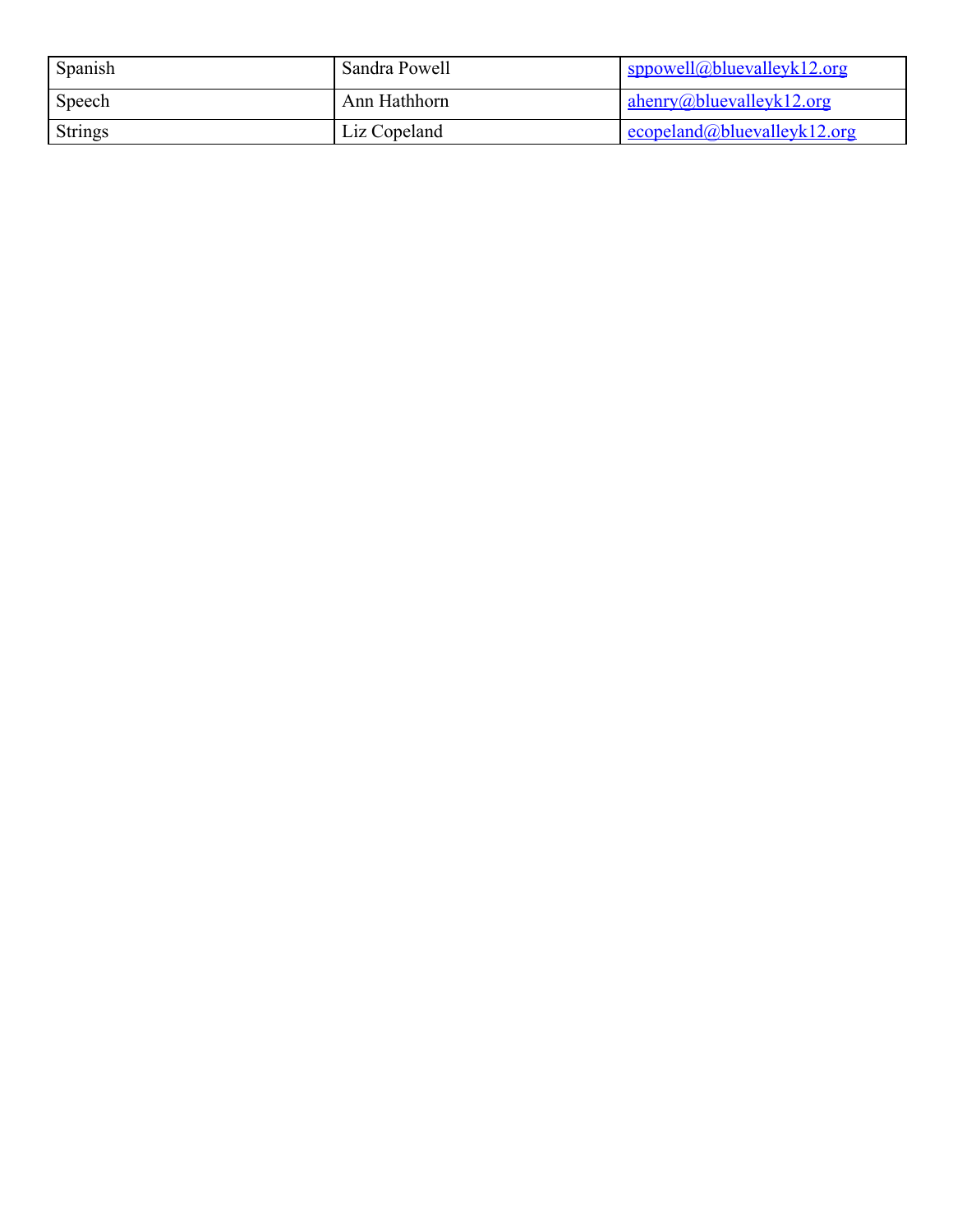| | | |
|---|---|---|
| Spanish | Sandra Powell | sppowell@bluevalleyk12.org |
| Speech | Ann Hathhorn | ahenry@bluevalleyk12.org |
| Strings | Liz Copeland | ecopeland@bluevalleyk12.org |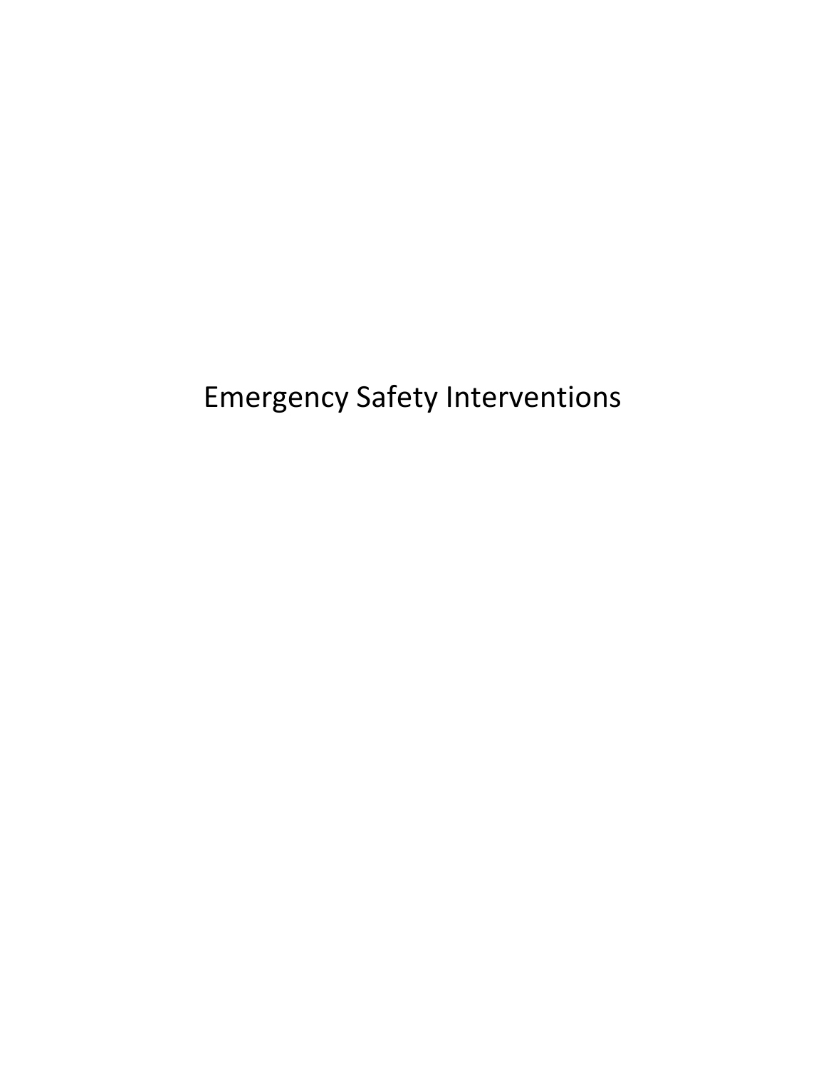# Emergency Safety Interventions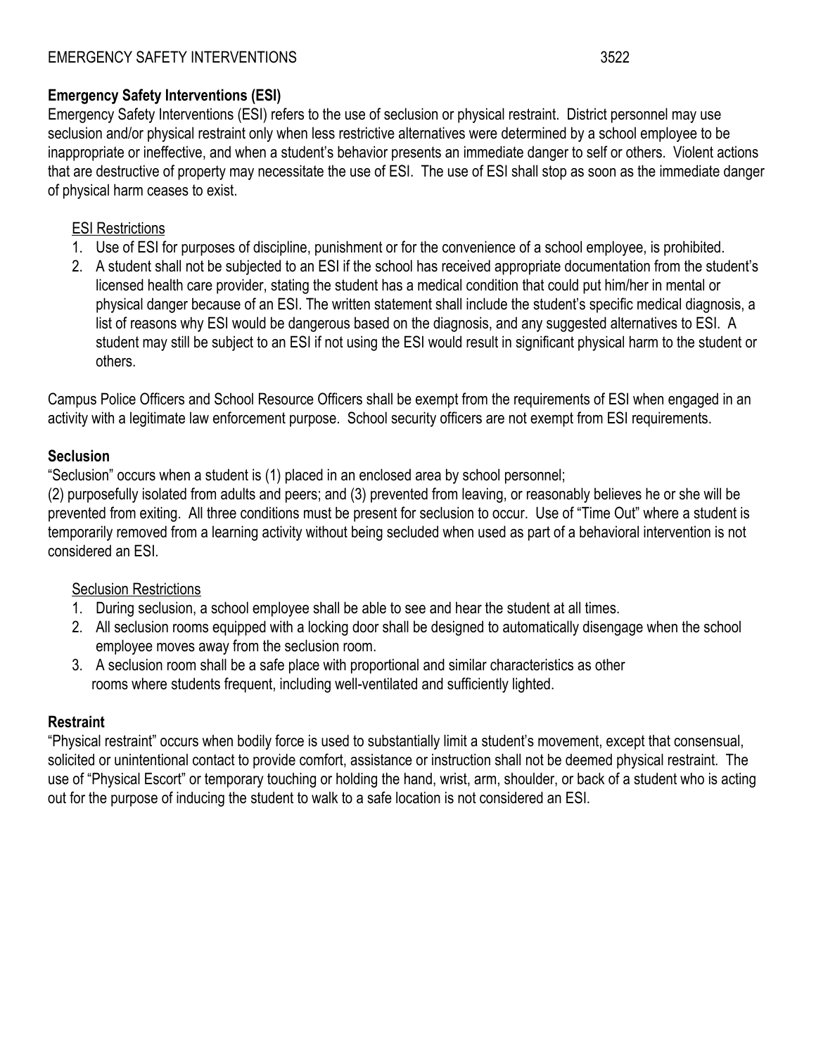## Emergency Safety Interventions (ESI)

Emergency Safety Interventions (ESI) refers to the use of seclusion or physical restraint. District personnel may use seclusion and/or physical restraint only when less restrictive alternatives were determined by a school employee to be inappropriate or ineffective, and when a student's behavior presents an immediate danger to self or others. Violent actions that are destructive of property may necessitate the use of ESI. The use of ESI shall stop as soon as the immediate danger of physical harm ceases to exist.

ESI Restrictions

1. Use of ESI for purposes of discipline, punishment or for the convenience of a school employee, is prohibited.
2. A student shall not be subjected to an ESI if the school has received appropriate documentation from the student's licensed health care provider, stating the student has a medical condition that could put him/her in mental or physical danger because of an ESI. The written statement shall include the student's specific medical diagnosis, a list of reasons why ESI would be dangerous based on the diagnosis, and any suggested alternatives to ESI. A student may still be subject to an ESI if not using the ESI would result in significant physical harm to the student or others.

Campus Police Officers and School Resource Officers shall be exempt from the requirements of ESI when engaged in an activity with a legitimate law enforcement purpose. School security officers are not exempt from ESI requirements.

## Seclusion

"Seclusion" occurs when a student is (1) placed in an enclosed area by school personnel; (2) purposefully isolated from adults and peers; and (3) prevented from leaving, or reasonably believes he or she will be prevented from exiting. All three conditions must be present for seclusion to occur. Use of "Time Out" where a student is temporarily removed from a learning activity without being secluded when used as part of a behavioral intervention is not considered an ESI.

Seclusion Restrictions

1. During seclusion, a school employee shall be able to see and hear the student at all times.
2. All seclusion rooms equipped with a locking door shall be designed to automatically disengage when the school employee moves away from the seclusion room.
3. A seclusion room shall be a safe place with proportional and similar characteristics as other rooms where students frequent, including well-ventilated and sufficiently lighted.

## Restraint

"Physical restraint" occurs when bodily force is used to substantially limit a student's movement, except that consensual, solicited or unintentional contact to provide comfort, assistance or instruction shall not be deemed physical restraint. The use of "Physical Escort" or temporary touching or holding the hand, wrist, arm, shoulder, or back of a student who is acting out for the purpose of inducing the student to walk to a safe location is not considered an ESI.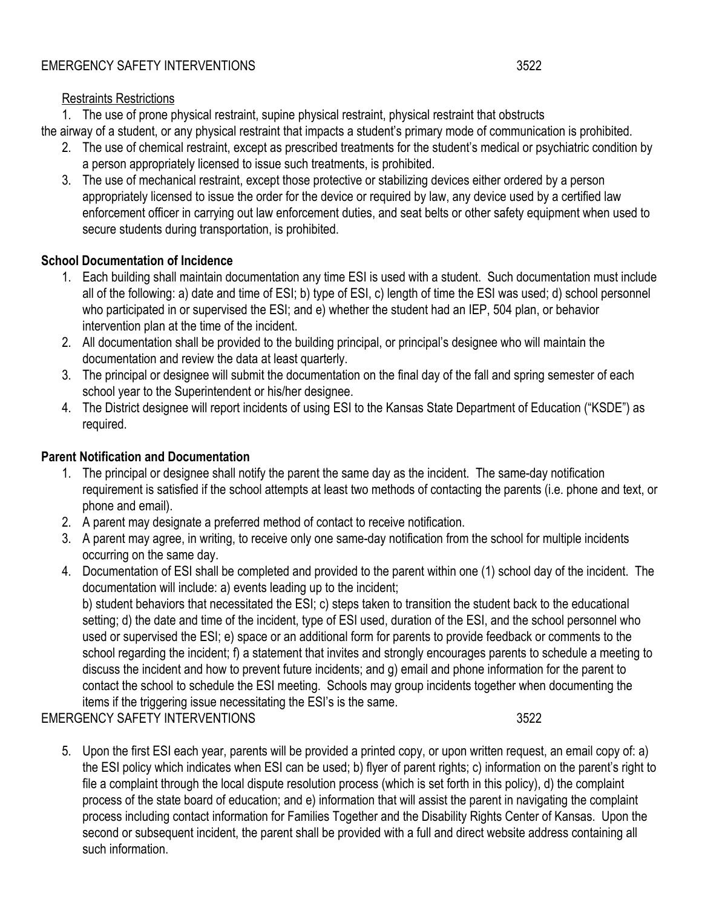Restraints Restrictions

1. The use of prone physical restraint, supine physical restraint, physical restraint that obstructs the airway of a student, or any physical restraint that impacts a student's primary mode of communication is prohibited.
2. The use of chemical restraint, except as prescribed treatments for the student's medical or psychiatric condition by a person appropriately licensed to issue such treatments, is prohibited.
3. The use of mechanical restraint, except those protective or stabilizing devices either ordered by a person appropriately licensed to issue the order for the device or required by law, any device used by a certified law enforcement officer in carrying out law enforcement duties, and seat belts or other safety equipment when used to secure students during transportation, is prohibited.

**School Documentation of Incidence**

1. Each building shall maintain documentation any time ESI is used with a student. Such documentation must include all of the following: a) date and time of ESI; b) type of ESI, c) length of time the ESI was used; d) school personnel who participated in or supervised the ESI; and e) whether the student had an IEP, 504 plan, or behavior intervention plan at the time of the incident.
2. All documentation shall be provided to the building principal, or principal's designee who will maintain the documentation and review the data at least quarterly.
3. The principal or designee will submit the documentation on the final day of the fall and spring semester of each school year to the Superintendent or his/her designee.
4. The District designee will report incidents of using ESI to the Kansas State Department of Education ("KSDE") as required.

**Parent Notification and Documentation**

1. The principal or designee shall notify the parent the same day as the incident. The same-day notification requirement is satisfied if the school attempts at least two methods of contacting the parents (i.e. phone and text, or phone and email).
2. A parent may designate a preferred method of contact to receive notification.
3. A parent may agree, in writing, to receive only one same-day notification from the school for multiple incidents occurring on the same day.
4. Documentation of ESI shall be completed and provided to the parent within one (1) school day of the incident. The documentation will include: a) events leading up to the incident;
   b) student behaviors that necessitated the ESI; c) steps taken to transition the student back to the educational setting; d) the date and time of the incident, type of ESI used, duration of the ESI, and the school personnel who used or supervised the ESI; e) space or an additional form for parents to provide feedback or comments to the school regarding the incident; f) a statement that invites and strongly encourages parents to schedule a meeting to discuss the incident and how to prevent future incidents; and g) email and phone information for the parent to contact the school to schedule the ESI meeting. Schools may group incidents together when documenting the items if the triggering issue necessitating the ESI's is the same.
5. Upon the first ESI each year, parents will be provided a printed copy, or upon written request, an email copy of: a) the ESI policy which indicates when ESI can be used; b) flyer of parent rights; c) information on the parent's right to file a complaint through the local dispute resolution process (which is set forth in this policy), d) the complaint process of the state board of education; and e) information that will assist the parent in navigating the complaint process including contact information for Families Together and the Disability Rights Center of Kansas. Upon the second or subsequent incident, the parent shall be provided with a full and direct website address containing all such information.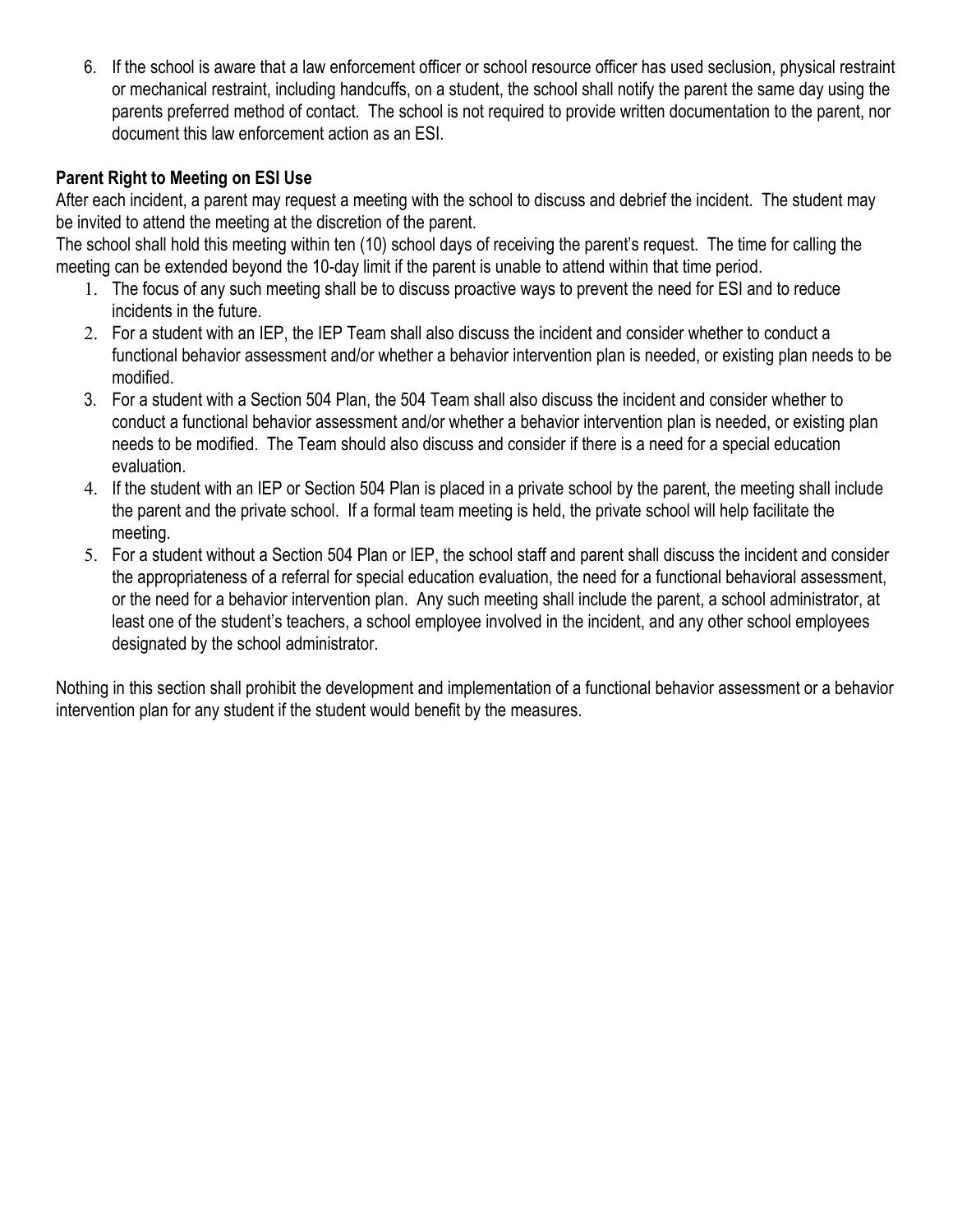6. If the school is aware that a law enforcement officer or school resource officer has used seclusion, physical restraint or mechanical restraint, including handcuffs, on a student, the school shall notify the parent the same day using the parents preferred method of contact. The school is not required to provide written documentation to the parent, nor document this law enforcement action as an ESI.

**Parent Right to Meeting on ESI Use**

After each incident, a parent may request a meeting with the school to discuss and debrief the incident. The student may be invited to attend the meeting at the discretion of the parent.

The school shall hold this meeting within ten (10) school days of receiving the parent's request. The time for calling the meeting can be extended beyond the 10-day limit if the parent is unable to attend within that time period.

1. The focus of any such meeting shall be to discuss proactive ways to prevent the need for ESI and to reduce incidents in the future.
2. For a student with an IEP, the IEP Team shall also discuss the incident and consider whether to conduct a functional behavior assessment and/or whether a behavior intervention plan is needed, or existing plan needs to be modified.
3. For a student with a Section 504 Plan, the 504 Team shall also discuss the incident and consider whether to conduct a functional behavior assessment and/or whether a behavior intervention plan is needed, or existing plan needs to be modified. The Team should also discuss and consider if there is a need for a special education evaluation.
4. If the student with an IEP or Section 504 Plan is placed in a private school by the parent, the meeting shall include the parent and the private school. If a formal team meeting is held, the private school will help facilitate the meeting.
5. For a student without a Section 504 Plan or IEP, the school staff and parent shall discuss the incident and consider the appropriateness of a referral for special education evaluation, the need for a functional behavioral assessment, or the need for a behavior intervention plan. Any such meeting shall include the parent, a school administrator, at least one of the student's teachers, a school employee involved in the incident, and any other school employees designated by the school administrator.

Nothing in this section shall prohibit the development and implementation of a functional behavior assessment or a behavior intervention plan for any student if the student would benefit by the measures.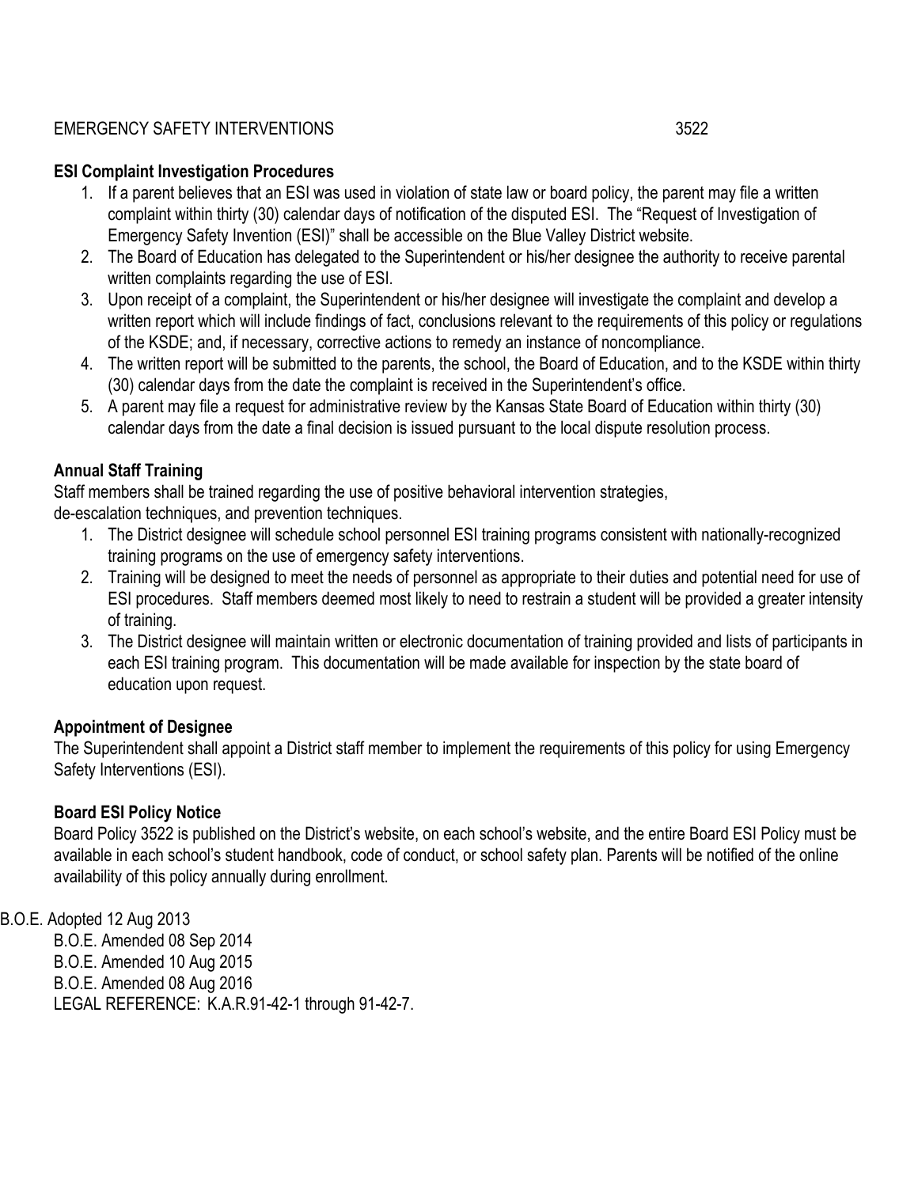**ESI Complaint Investigation Procedures**

1. If a parent believes that an ESI was used in violation of state law or board policy, the parent may file a written complaint within thirty (30) calendar days of notification of the disputed ESI. The "Request of Investigation of Emergency Safety Invention (ESI)" shall be accessible on the Blue Valley District website.
2. The Board of Education has delegated to the Superintendent or his/her designee the authority to receive parental written complaints regarding the use of ESI.
3. Upon receipt of a complaint, the Superintendent or his/her designee will investigate the complaint and develop a written report which will include findings of fact, conclusions relevant to the requirements of this policy or regulations of the KSDE; and, if necessary, corrective actions to remedy an instance of noncompliance.
4. The written report will be submitted to the parents, the school, the Board of Education, and to the KSDE within thirty (30) calendar days from the date the complaint is received in the Superintendent's office.
5. A parent may file a request for administrative review by the Kansas State Board of Education within thirty (30) calendar days from the date a final decision is issued pursuant to the local dispute resolution process.

**Annual Staff Training**

Staff members shall be trained regarding the use of positive behavioral intervention strategies, de-escalation techniques, and prevention techniques.

1. The District designee will schedule school personnel ESI training programs consistent with nationally-recognized training programs on the use of emergency safety interventions.
2. Training will be designed to meet the needs of personnel as appropriate to their duties and potential need for use of ESI procedures. Staff members deemed most likely to need to restrain a student will be provided a greater intensity of training.
3. The District designee will maintain written or electronic documentation of training provided and lists of participants in each ESI training program. This documentation will be made available for inspection by the state board of education upon request.

**Appointment of Designee**

The Superintendent shall appoint a District staff member to implement the requirements of this policy for using Emergency Safety Interventions (ESI).

**Board ESI Policy Notice**

Board Policy 3522 is published on the District's website, on each school's website, and the entire Board ESI Policy must be available in each school's student handbook, code of conduct, or school safety plan. Parents will be notified of the online availability of this policy annually during enrollment.

B.O.E. Adopted 12 Aug 2013
B.O.E. Amended 08 Sep 2014
B.O.E. Amended 10 Aug 2015
B.O.E. Amended 08 Aug 2016
LEGAL REFERENCE: K.A.R.91-42-1 through 91-42-7.